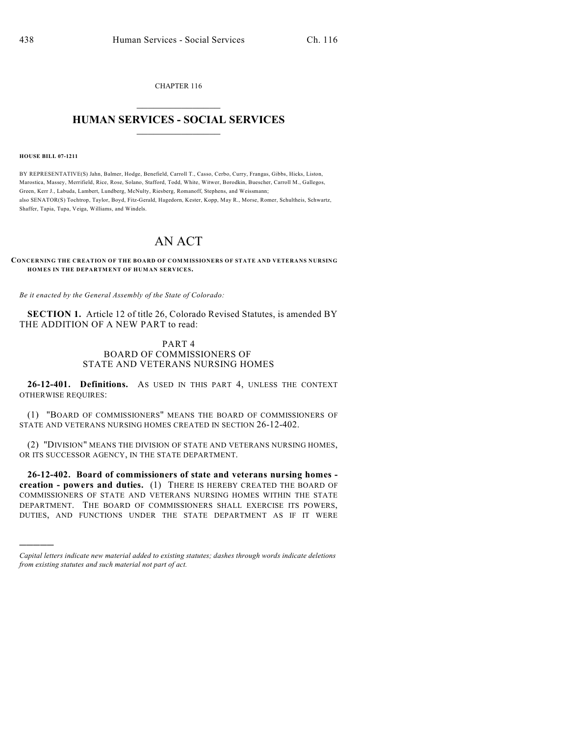CHAPTER 116

# HUMAN SERVICES - SOCIAL SERVICES

**HOUSE BILL 07-1211**

BY REPRESENTATIVE(S) Jahn, Balmer, Hodge, Benefield, Carroll T., Casso, Cerbo, Curry, Frangas, Gibbs, Hicks, Liston, Marostica, Massey, Merrifield, Rice, Rose, Solano, Stafford, Todd, White, Witwer, Borodkin, Buescher, Carroll M., Gallegos, Green, Kerr J., Labuda, Lambert, Lundberg, McNulty, Riesberg, Romanoff, Stephens, and Weissmann;
also SENATOR(S) Tochtrop, Taylor, Boyd, Fitz-Gerald, Hagedorn, Kester, Kopp, May R., Morse, Romer, Schultheis, Schwartz, Shaffer, Tapia, Tupa, Veiga, Williams, and Windels.

# AN ACT

**CONCERNING THE CREATION OF THE BOARD OF COMMISSIONERS OF STATE AND VETERANS NURSING HOMES IN THE DEPARTMENT OF HUMAN SERVICES.**

*Be it enacted by the General Assembly of the State of Colorado:*

**SECTION 1.** Article 12 of title 26, Colorado Revised Statutes, is amended BY THE ADDITION OF A NEW PART to read:

PART 4
BOARD OF COMMISSIONERS OF
STATE AND VETERANS NURSING HOMES

**26-12-401. Definitions.** AS USED IN THIS PART 4, UNLESS THE CONTEXT OTHERWISE REQUIRES:

(1) "BOARD OF COMMISSIONERS" MEANS THE BOARD OF COMMISSIONERS OF STATE AND VETERANS NURSING HOMES CREATED IN SECTION 26-12-402.

(2) "DIVISION" MEANS THE DIVISION OF STATE AND VETERANS NURSING HOMES, OR ITS SUCCESSOR AGENCY, IN THE STATE DEPARTMENT.

**26-12-402. Board of commissioners of state and veterans nursing homes - creation - powers and duties.** (1) THERE IS HEREBY CREATED THE BOARD OF COMMISSIONERS OF STATE AND VETERANS NURSING HOMES WITHIN THE STATE DEPARTMENT. THE BOARD OF COMMISSIONERS SHALL EXERCISE ITS POWERS, DUTIES, AND FUNCTIONS UNDER THE STATE DEPARTMENT AS IF IT WERE

*Capital letters indicate new material added to existing statutes; dashes through words indicate deletions from existing statutes and such material not part of act.*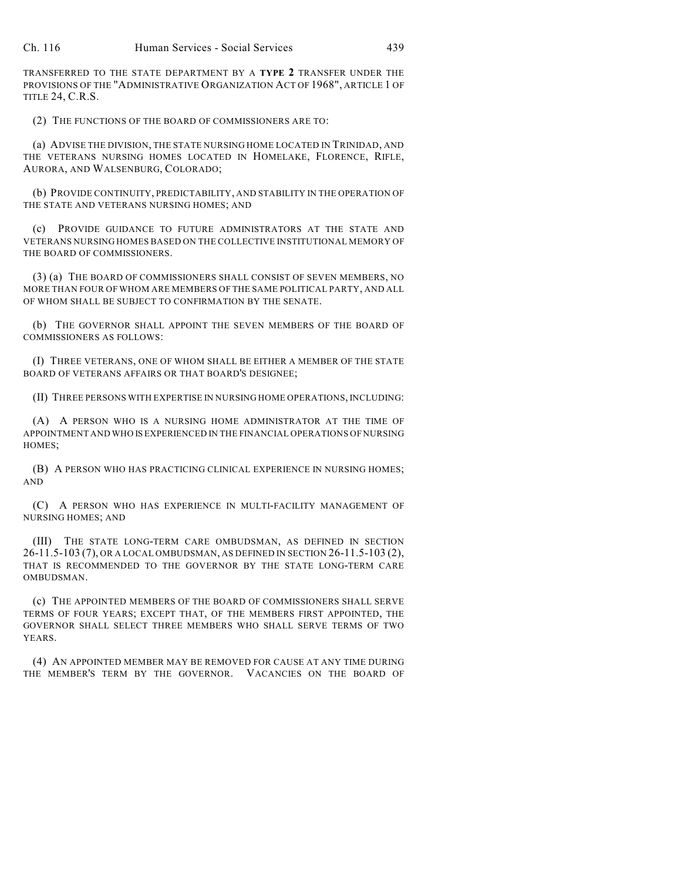TRANSFERRED TO THE STATE DEPARTMENT BY A **TYPE 2** TRANSFER UNDER THE PROVISIONS OF THE "ADMINISTRATIVE ORGANIZATION ACT OF 1968", ARTICLE 1 OF TITLE 24, C.R.S.

(2) THE FUNCTIONS OF THE BOARD OF COMMISSIONERS ARE TO:

(a) ADVISE THE DIVISION, THE STATE NURSING HOME LOCATED IN TRINIDAD, AND THE VETERANS NURSING HOMES LOCATED IN HOMELAKE, FLORENCE, RIFLE, AURORA, AND WALSENBURG, COLORADO;

(b) PROVIDE CONTINUITY, PREDICTABILITY, AND STABILITY IN THE OPERATION OF THE STATE AND VETERANS NURSING HOMES; AND

(c) PROVIDE GUIDANCE TO FUTURE ADMINISTRATORS AT THE STATE AND VETERANS NURSING HOMES BASED ON THE COLLECTIVE INSTITUTIONAL MEMORY OF THE BOARD OF COMMISSIONERS.

(3) (a) THE BOARD OF COMMISSIONERS SHALL CONSIST OF SEVEN MEMBERS, NO MORE THAN FOUR OF WHOM ARE MEMBERS OF THE SAME POLITICAL PARTY, AND ALL OF WHOM SHALL BE SUBJECT TO CONFIRMATION BY THE SENATE.

(b) THE GOVERNOR SHALL APPOINT THE SEVEN MEMBERS OF THE BOARD OF COMMISSIONERS AS FOLLOWS:

(I) THREE VETERANS, ONE OF WHOM SHALL BE EITHER A MEMBER OF THE STATE BOARD OF VETERANS AFFAIRS OR THAT BOARD'S DESIGNEE;

(II) THREE PERSONS WITH EXPERTISE IN NURSING HOME OPERATIONS, INCLUDING:

(A) A PERSON WHO IS A NURSING HOME ADMINISTRATOR AT THE TIME OF APPOINTMENT AND WHO IS EXPERIENCED IN THE FINANCIAL OPERATIONS OF NURSING HOMES;

(B) A PERSON WHO HAS PRACTICING CLINICAL EXPERIENCE IN NURSING HOMES; AND

(C) A PERSON WHO HAS EXPERIENCE IN MULTI-FACILITY MANAGEMENT OF NURSING HOMES; AND

(III) THE STATE LONG-TERM CARE OMBUDSMAN, AS DEFINED IN SECTION 26-11.5-103 (7), OR A LOCAL OMBUDSMAN, AS DEFINED IN SECTION 26-11.5-103 (2), THAT IS RECOMMENDED TO THE GOVERNOR BY THE STATE LONG-TERM CARE OMBUDSMAN.

(c) THE APPOINTED MEMBERS OF THE BOARD OF COMMISSIONERS SHALL SERVE TERMS OF FOUR YEARS; EXCEPT THAT, OF THE MEMBERS FIRST APPOINTED, THE GOVERNOR SHALL SELECT THREE MEMBERS WHO SHALL SERVE TERMS OF TWO YEARS.

(4) AN APPOINTED MEMBER MAY BE REMOVED FOR CAUSE AT ANY TIME DURING THE MEMBER'S TERM BY THE GOVERNOR. VACANCIES ON THE BOARD OF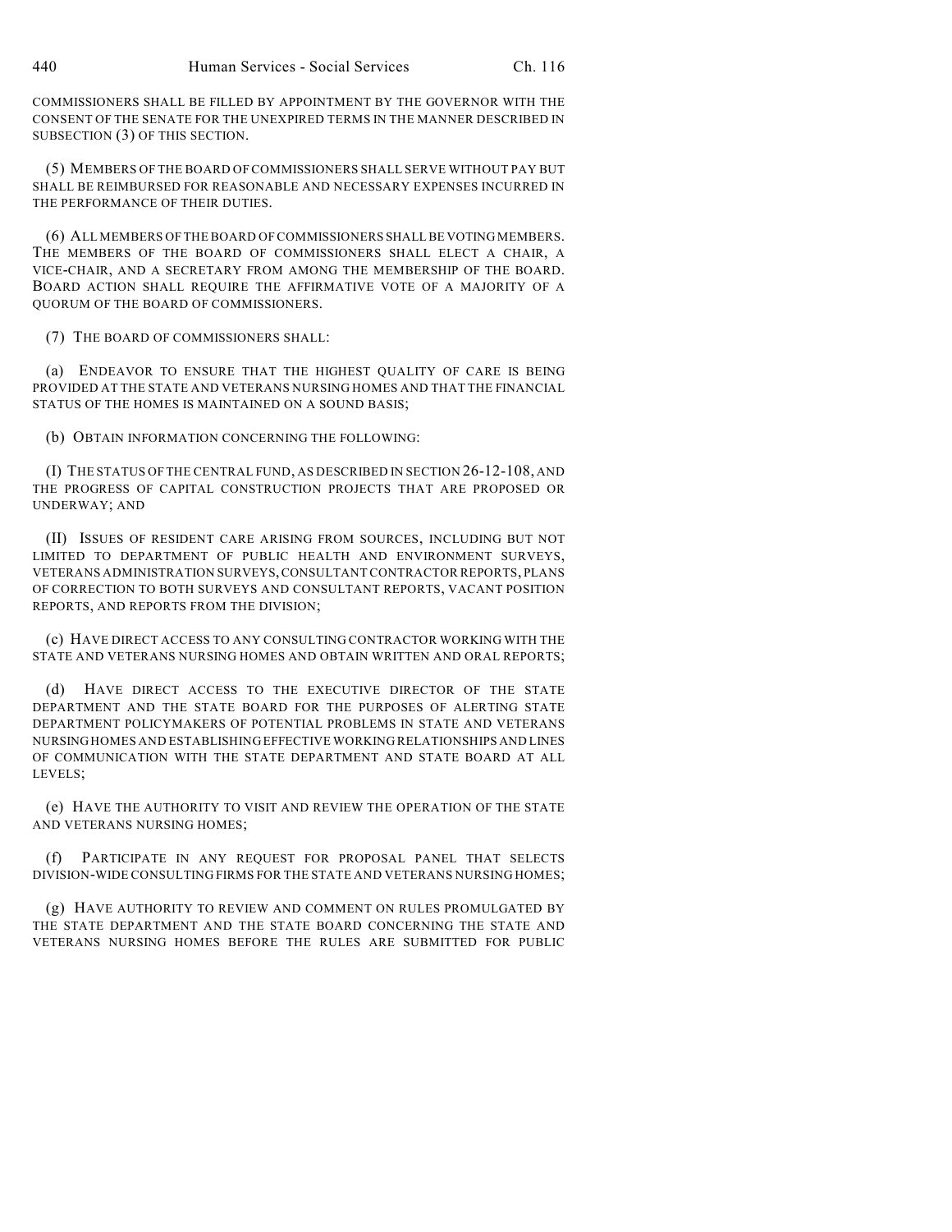COMMISSIONERS SHALL BE FILLED BY APPOINTMENT BY THE GOVERNOR WITH THE CONSENT OF THE SENATE FOR THE UNEXPIRED TERMS IN THE MANNER DESCRIBED IN SUBSECTION (3) OF THIS SECTION.

(5) MEMBERS OF THE BOARD OF COMMISSIONERS SHALL SERVE WITHOUT PAY BUT SHALL BE REIMBURSED FOR REASONABLE AND NECESSARY EXPENSES INCURRED IN THE PERFORMANCE OF THEIR DUTIES.

(6) ALL MEMBERS OF THE BOARD OF COMMISSIONERS SHALL BE VOTING MEMBERS. THE MEMBERS OF THE BOARD OF COMMISSIONERS SHALL ELECT A CHAIR, A VICE-CHAIR, AND A SECRETARY FROM AMONG THE MEMBERSHIP OF THE BOARD. BOARD ACTION SHALL REQUIRE THE AFFIRMATIVE VOTE OF A MAJORITY OF A QUORUM OF THE BOARD OF COMMISSIONERS.

(7) THE BOARD OF COMMISSIONERS SHALL:

(a) ENDEAVOR TO ENSURE THAT THE HIGHEST QUALITY OF CARE IS BEING PROVIDED AT THE STATE AND VETERANS NURSING HOMES AND THAT THE FINANCIAL STATUS OF THE HOMES IS MAINTAINED ON A SOUND BASIS;

(b) OBTAIN INFORMATION CONCERNING THE FOLLOWING:

(I) THE STATUS OF THE CENTRAL FUND, AS DESCRIBED IN SECTION 26-12-108, AND THE PROGRESS OF CAPITAL CONSTRUCTION PROJECTS THAT ARE PROPOSED OR UNDERWAY; AND

(II) ISSUES OF RESIDENT CARE ARISING FROM SOURCES, INCLUDING BUT NOT LIMITED TO DEPARTMENT OF PUBLIC HEALTH AND ENVIRONMENT SURVEYS, VETERANS ADMINISTRATION SURVEYS, CONSULTANT CONTRACTOR REPORTS, PLANS OF CORRECTION TO BOTH SURVEYS AND CONSULTANT REPORTS, VACANT POSITION REPORTS, AND REPORTS FROM THE DIVISION;

(c) HAVE DIRECT ACCESS TO ANY CONSULTING CONTRACTOR WORKING WITH THE STATE AND VETERANS NURSING HOMES AND OBTAIN WRITTEN AND ORAL REPORTS;

(d) HAVE DIRECT ACCESS TO THE EXECUTIVE DIRECTOR OF THE STATE DEPARTMENT AND THE STATE BOARD FOR THE PURPOSES OF ALERTING STATE DEPARTMENT POLICYMAKERS OF POTENTIAL PROBLEMS IN STATE AND VETERANS NURSING HOMES AND ESTABLISHING EFFECTIVE WORKING RELATIONSHIPS AND LINES OF COMMUNICATION WITH THE STATE DEPARTMENT AND STATE BOARD AT ALL LEVELS;

(e) HAVE THE AUTHORITY TO VISIT AND REVIEW THE OPERATION OF THE STATE AND VETERANS NURSING HOMES;

(f) PARTICIPATE IN ANY REQUEST FOR PROPOSAL PANEL THAT SELECTS DIVISION-WIDE CONSULTING FIRMS FOR THE STATE AND VETERANS NURSING HOMES;

(g) HAVE AUTHORITY TO REVIEW AND COMMENT ON RULES PROMULGATED BY THE STATE DEPARTMENT AND THE STATE BOARD CONCERNING THE STATE AND VETERANS NURSING HOMES BEFORE THE RULES ARE SUBMITTED FOR PUBLIC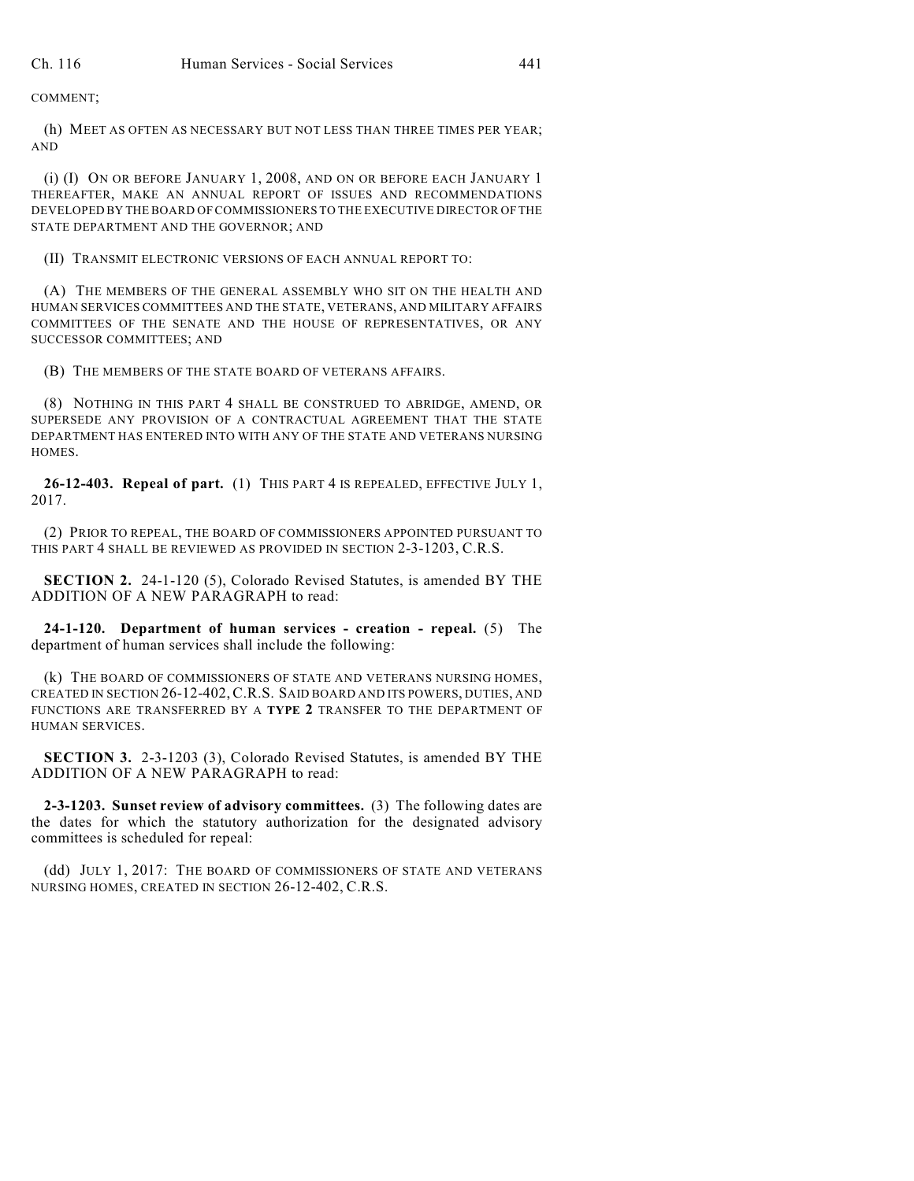COMMENT;

(h) MEET AS OFTEN AS NECESSARY BUT NOT LESS THAN THREE TIMES PER YEAR; AND

(i) (I) ON OR BEFORE JANUARY 1, 2008, AND ON OR BEFORE EACH JANUARY 1 THEREAFTER, MAKE AN ANNUAL REPORT OF ISSUES AND RECOMMENDATIONS DEVELOPED BY THE BOARD OF COMMISSIONERS TO THE EXECUTIVE DIRECTOR OF THE STATE DEPARTMENT AND THE GOVERNOR; AND

(II) TRANSMIT ELECTRONIC VERSIONS OF EACH ANNUAL REPORT TO:

(A) THE MEMBERS OF THE GENERAL ASSEMBLY WHO SIT ON THE HEALTH AND HUMAN SERVICES COMMITTEES AND THE STATE, VETERANS, AND MILITARY AFFAIRS COMMITTEES OF THE SENATE AND THE HOUSE OF REPRESENTATIVES, OR ANY SUCCESSOR COMMITTEES; AND

(B) THE MEMBERS OF THE STATE BOARD OF VETERANS AFFAIRS.

(8) NOTHING IN THIS PART 4 SHALL BE CONSTRUED TO ABRIDGE, AMEND, OR SUPERSEDE ANY PROVISION OF A CONTRACTUAL AGREEMENT THAT THE STATE DEPARTMENT HAS ENTERED INTO WITH ANY OF THE STATE AND VETERANS NURSING HOMES.

**26-12-403. Repeal of part.** (1) THIS PART 4 IS REPEALED, EFFECTIVE JULY 1, 2017.

(2) PRIOR TO REPEAL, THE BOARD OF COMMISSIONERS APPOINTED PURSUANT TO THIS PART 4 SHALL BE REVIEWED AS PROVIDED IN SECTION 2-3-1203, C.R.S.

**SECTION 2.** 24-1-120 (5), Colorado Revised Statutes, is amended BY THE ADDITION OF A NEW PARAGRAPH to read:

**24-1-120. Department of human services - creation - repeal.** (5) The department of human services shall include the following:

(k) THE BOARD OF COMMISSIONERS OF STATE AND VETERANS NURSING HOMES, CREATED IN SECTION 26-12-402, C.R.S. SAID BOARD AND ITS POWERS, DUTIES, AND FUNCTIONS ARE TRANSFERRED BY A **TYPE 2** TRANSFER TO THE DEPARTMENT OF HUMAN SERVICES.

**SECTION 3.** 2-3-1203 (3), Colorado Revised Statutes, is amended BY THE ADDITION OF A NEW PARAGRAPH to read:

**2-3-1203. Sunset review of advisory committees.** (3) The following dates are the dates for which the statutory authorization for the designated advisory committees is scheduled for repeal:

(dd) JULY 1, 2017: THE BOARD OF COMMISSIONERS OF STATE AND VETERANS NURSING HOMES, CREATED IN SECTION 26-12-402, C.R.S.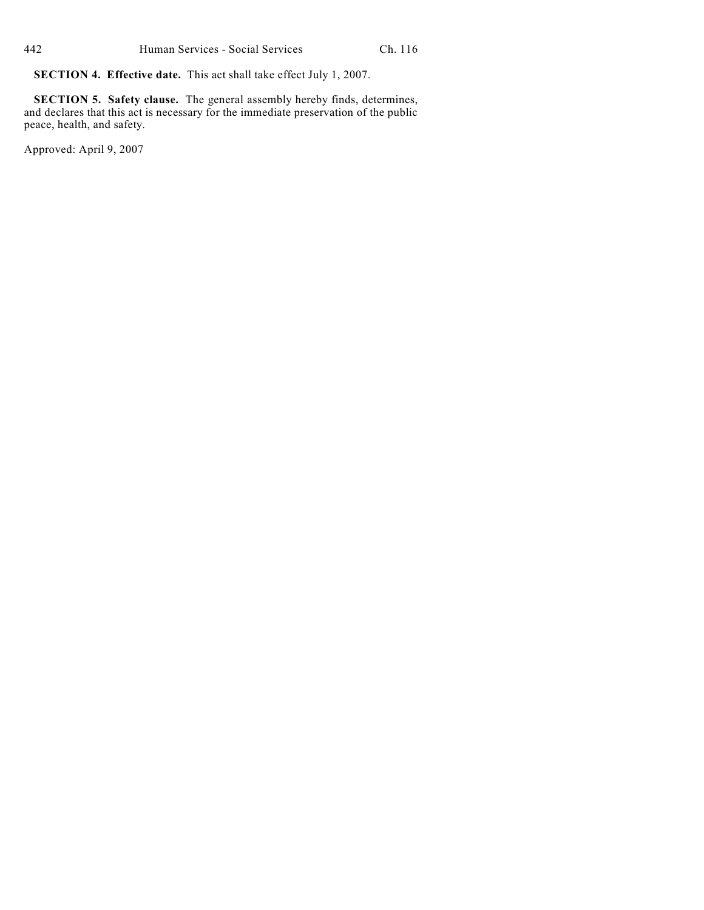**SECTION 4. Effective date.** This act shall take effect July 1, 2007.

**SECTION 5. Safety clause.** The general assembly hereby finds, determines, and declares that this act is necessary for the immediate preservation of the public peace, health, and safety.

Approved: April 9, 2007